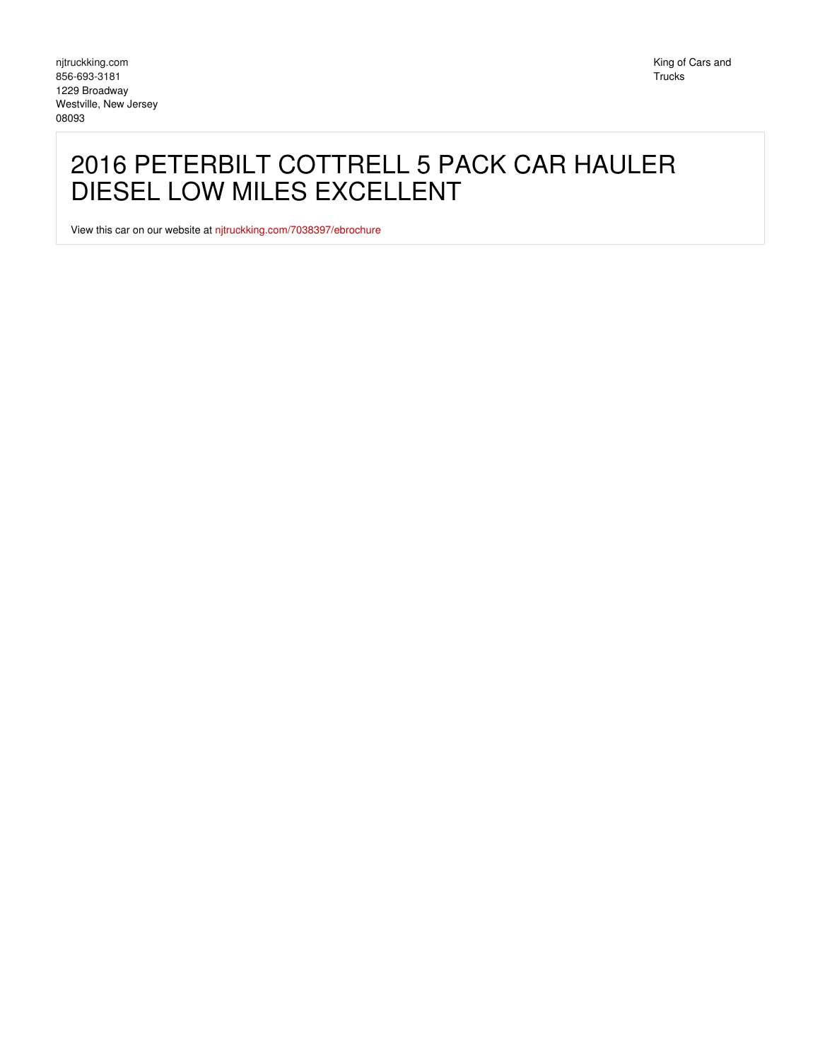njtruckking.com
856-693-3181
1229 Broadway
Westville, New Jersey
08093

King of Cars and Trucks

# 2016 PETERBILT COTTRELL 5 PACK CAR HAULER DIESEL LOW MILES EXCELLENT

View this car on our website at njtruckking.com/7038397/ebrochure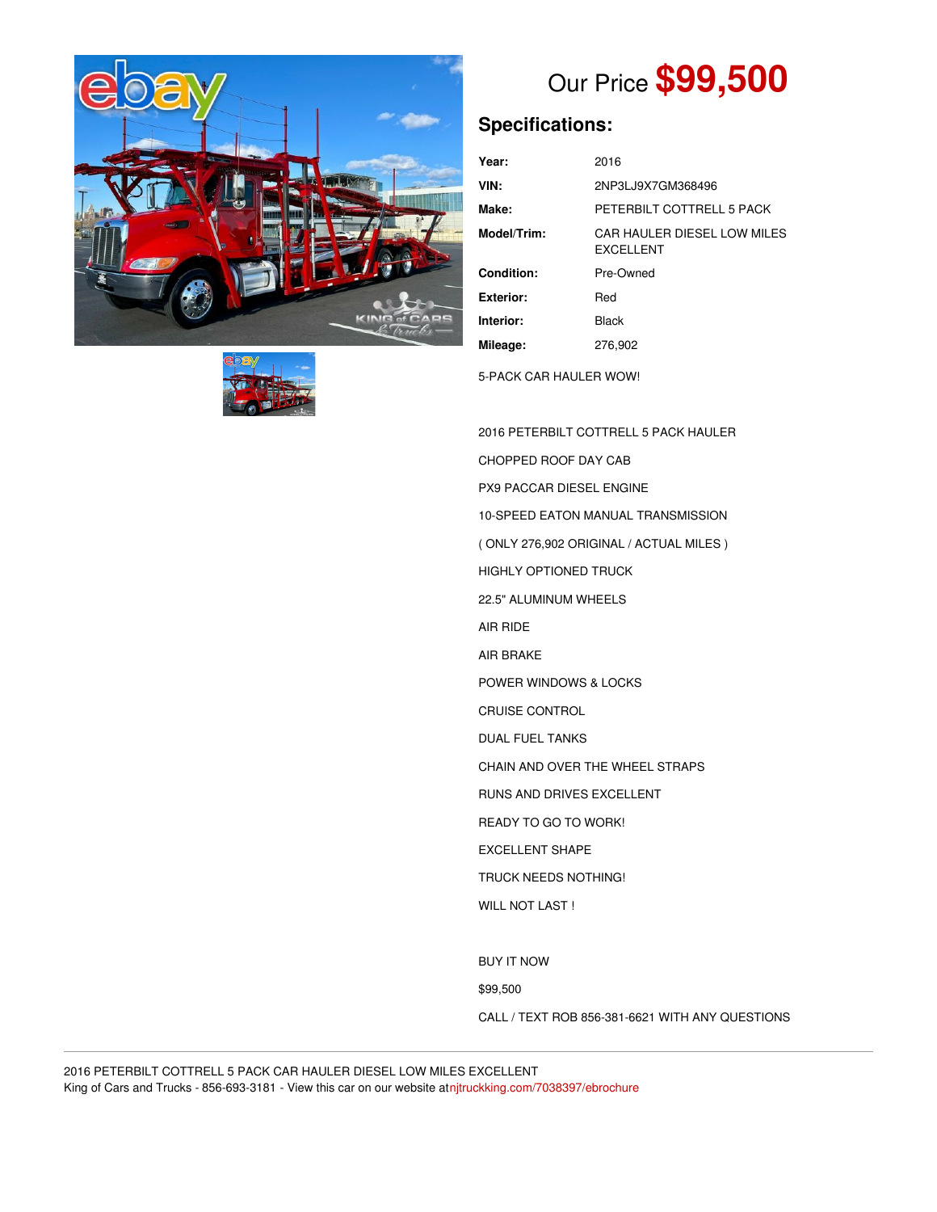Our Price **$99,500**

## Specifications:

| | |
|---|---|
| **Year:** | 2016 |
| **VIN:** | 2NP3LJ9X7GM368496 |
| **Make:** | PETERBILT COTTRELL 5 PACK |
| **Model/Trim:** | CAR HAULER DIESEL LOW MILES EXCELLENT |
| **Condition:** | Pre-Owned |
| **Exterior:** | Red |
| **Interior:** | Black |
| **Mileage:** | 276,902 |

5-PACK CAR HAULER WOW!

2016 PETERBILT COTTRELL 5 PACK HAULER

CHOPPED ROOF DAY CAB

PX9 PACCAR DIESEL ENGINE

10-SPEED EATON MANUAL TRANSMISSION

( ONLY 276,902 ORIGINAL / ACTUAL MILES )

HIGHLY OPTIONED TRUCK

22.5" ALUMINUM WHEELS

AIR RIDE

AIR BRAKE

POWER WINDOWS & LOCKS

CRUISE CONTROL

DUAL FUEL TANKS

CHAIN AND OVER THE WHEEL STRAPS

RUNS AND DRIVES EXCELLENT

READY TO GO TO WORK!

EXCELLENT SHAPE

TRUCK NEEDS NOTHING!

WILL NOT LAST !

BUY IT NOW

$99,500

CALL / TEXT ROB 856-381-6621 WITH ANY QUESTIONS

2016 PETERBILT COTTRELL 5 PACK CAR HAULER DIESEL LOW MILES EXCELLENT
King of Cars and Trucks - 856-693-3181 - View this car on our website atnjtruckking.com/7038397/ebrochure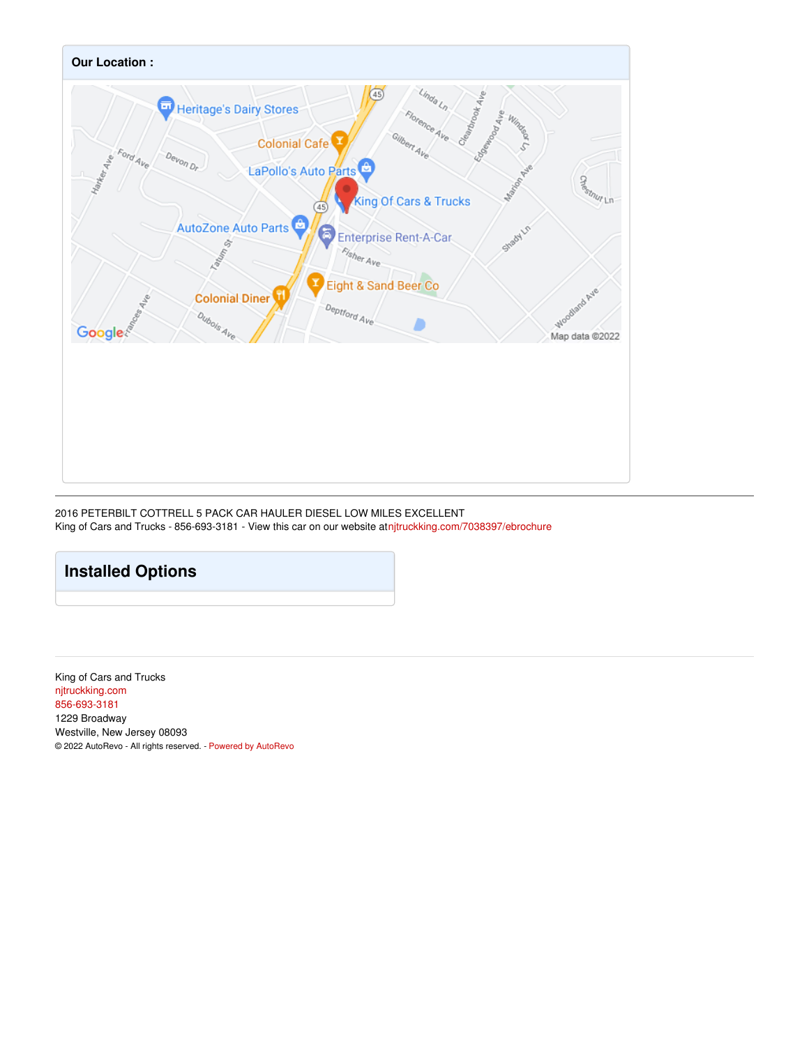**Our Location :**

2016 PETERBILT COTTRELL 5 PACK CAR HAULER DIESEL LOW MILES EXCELLENT
King of Cars and Trucks - 856-693-3181 - View this car on our website atnjtruckking.com/7038397/ebrochure

## Installed Options

King of Cars and Trucks
njtruckking.com
856-693-3181
1229 Broadway
Westville, New Jersey 08093
© 2022 AutoRevo - All rights reserved. - Powered by AutoRevo